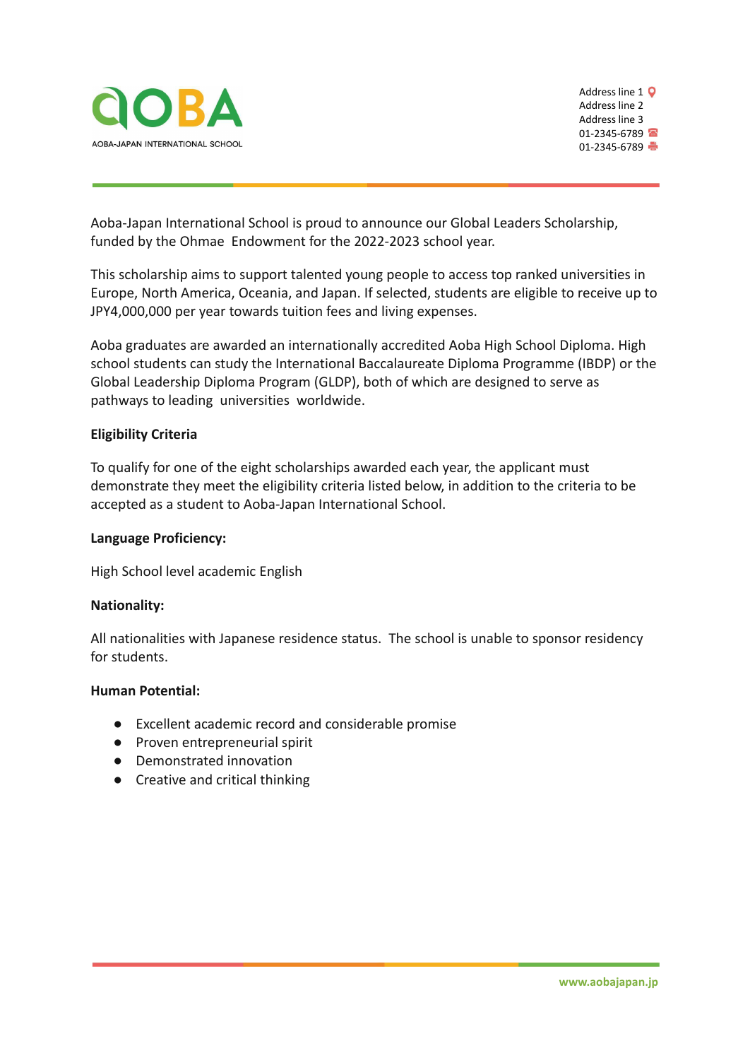AOBA

AOBA-JAPAN INTERNATIONAL SCHOOL

Address line 1
Address line 2
Address line 3
01-2345-6789
01-2345-6789

Aoba-Japan International School is proud to announce our Global Leaders Scholarship, funded by the Ohmae Endowment for the 2022-2023 school year.

This scholarship aims to support talented young people to access top ranked universities in Europe, North America, Oceania, and Japan. If selected, students are eligible to receive up to JPY4,000,000 per year towards tuition fees and living expenses.

Aoba graduates are awarded an internationally accredited Aoba High School Diploma. High school students can study the International Baccalaureate Diploma Programme (IBDP) or the Global Leadership Diploma Program (GLDP), both of which are designed to serve as pathways to leading universities worldwide.

**Eligibility Criteria**

To qualify for one of the eight scholarships awarded each year, the applicant must demonstrate they meet the eligibility criteria listed below, in addition to the criteria to be accepted as a student to Aoba-Japan International School.

**Language Proficiency:**

High School level academic English

**Nationality:**

All nationalities with Japanese residence status. The school is unable to sponsor residency for students.

**Human Potential:**

- Excellent academic record and considerable promise
- Proven entrepreneurial spirit
- Demonstrated innovation
- Creative and critical thinking

www.aobajapan.jp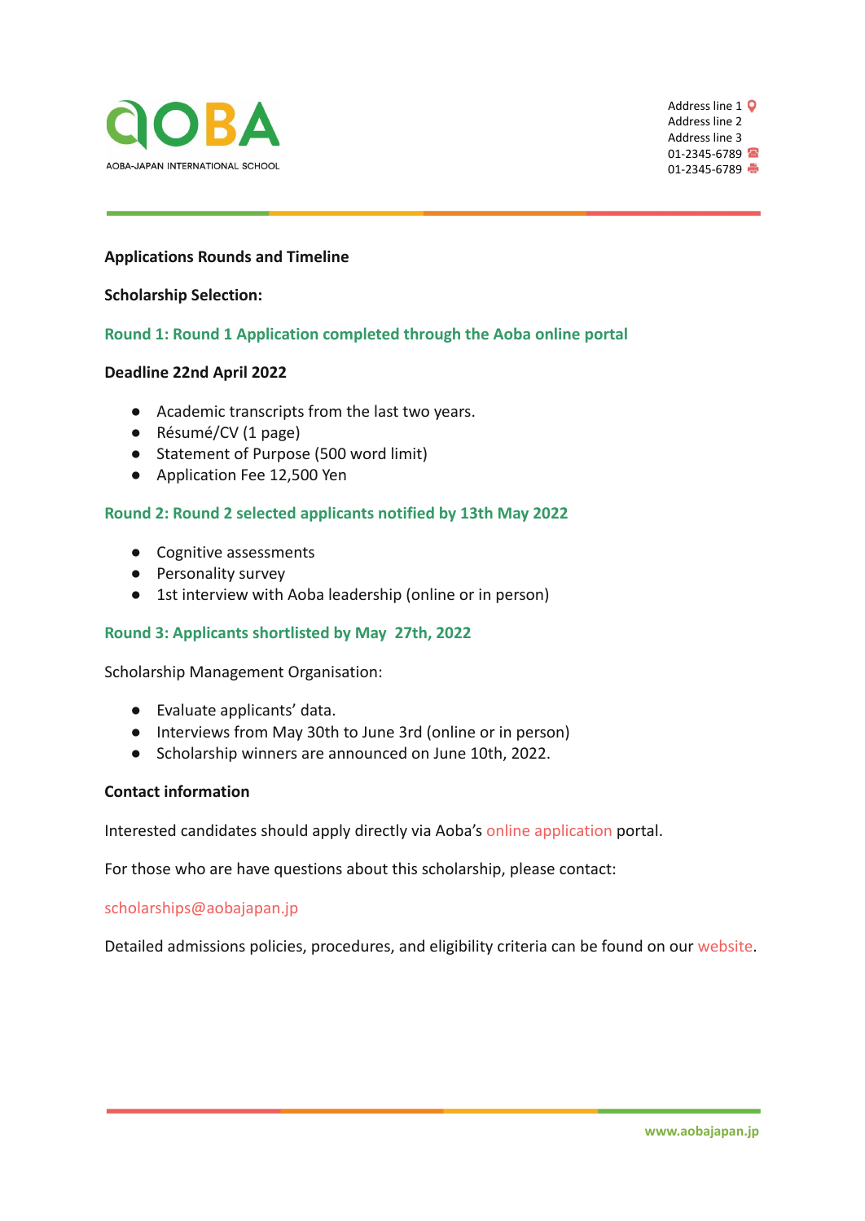**Applications Rounds and Timeline**

**Scholarship Selection:**

**Round 1: Round 1 Application completed through the Aoba online portal**

**Deadline 22nd April 2022**

- Academic transcripts from the last two years.
- Résumé/CV (1 page)
- Statement of Purpose (500 word limit)
- Application Fee 12,500 Yen

**Round 2: Round 2 selected applicants notified by 13th May 2022**

- Cognitive assessments
- Personality survey
- 1st interview with Aoba leadership (online or in person)

**Round 3: Applicants shortlisted by May  27th, 2022**

Scholarship Management Organisation:

- Evaluate applicants' data.
- Interviews from May 30th to June 3rd (online or in person)
- Scholarship winners are announced on June 10th, 2022.

**Contact information**

Interested candidates should apply directly via Aoba's online application portal.

For those who are have questions about this scholarship, please contact:

scholarships@aobajapan.jp

Detailed admissions policies, procedures, and eligibility criteria can be found on our website.